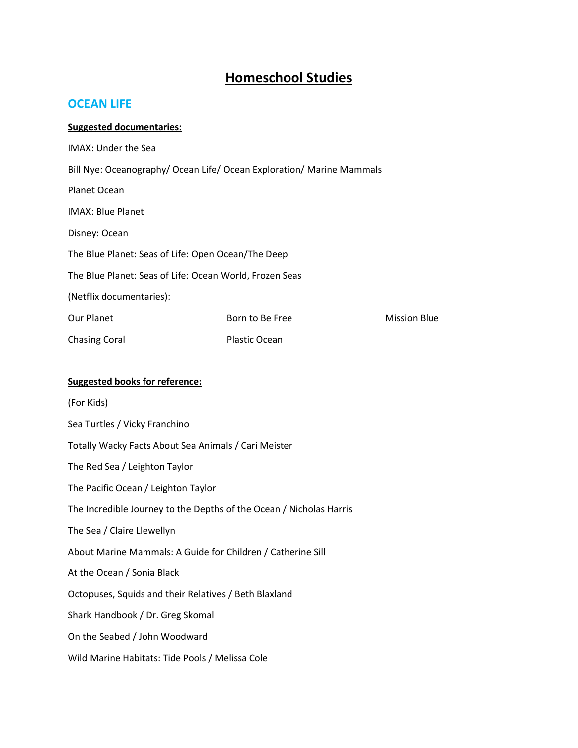# Homeschool Studies

## OCEAN LIFE

**Suggested documentaries:**

IMAX: Under the Sea

Bill Nye: Oceanography/ Ocean Life/ Ocean Exploration/ Marine Mammals

Planet Ocean

IMAX: Blue Planet

Disney: Ocean

The Blue Planet: Seas of Life: Open Ocean/The Deep

The Blue Planet: Seas of Life: Ocean World, Frozen Seas

(Netflix documentaries):

Our Planet

Born to Be Free

Mission Blue

Chasing Coral

Plastic Ocean

**Suggested books for reference:**

(For Kids)

Sea Turtles / Vicky Franchino

Totally Wacky Facts About Sea Animals / Cari Meister

The Red Sea / Leighton Taylor

The Pacific Ocean / Leighton Taylor

The Incredible Journey to the Depths of the Ocean / Nicholas Harris

The Sea / Claire Llewellyn

About Marine Mammals: A Guide for Children / Catherine Sill

At the Ocean / Sonia Black

Octopuses, Squids and their Relatives / Beth Blaxland

Shark Handbook / Dr. Greg Skomal

On the Seabed / John Woodward

Wild Marine Habitats: Tide Pools / Melissa Cole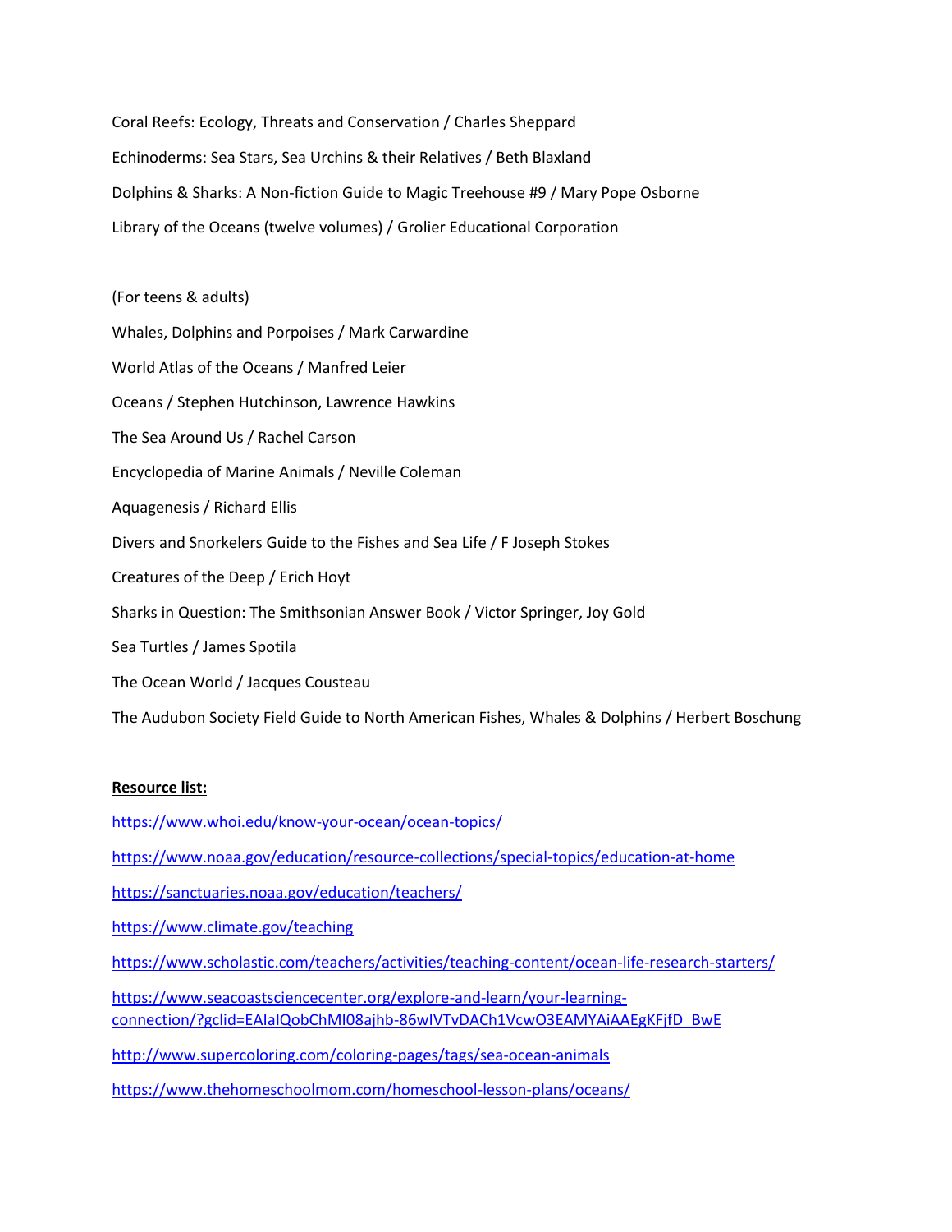Coral Reefs: Ecology, Threats and Conservation / Charles Sheppard

Echinoderms: Sea Stars, Sea Urchins & their Relatives / Beth Blaxland

Dolphins & Sharks: A Non-fiction Guide to Magic Treehouse #9 / Mary Pope Osborne

Library of the Oceans (twelve volumes) / Grolier Educational Corporation

(For teens & adults)

Whales, Dolphins and Porpoises / Mark Carwardine

World Atlas of the Oceans / Manfred Leier

Oceans / Stephen Hutchinson, Lawrence Hawkins

The Sea Around Us / Rachel Carson

Encyclopedia of Marine Animals / Neville Coleman

Aquagenesis / Richard Ellis

Divers and Snorkelers Guide to the Fishes and Sea Life / F Joseph Stokes

Creatures of the Deep / Erich Hoyt

Sharks in Question: The Smithsonian Answer Book / Victor Springer, Joy Gold

Sea Turtles / James Spotila

The Ocean World / Jacques Cousteau

The Audubon Society Field Guide to North American Fishes, Whales & Dolphins / Herbert Boschung

**Resource list:**

https://www.whoi.edu/know-your-ocean/ocean-topics/

https://www.noaa.gov/education/resource-collections/special-topics/education-at-home

https://sanctuaries.noaa.gov/education/teachers/

https://www.climate.gov/teaching

https://www.scholastic.com/teachers/activities/teaching-content/ocean-life-research-starters/

https://www.seacoastsciencecenter.org/explore-and-learn/your-learning-connection/?gclid=EAIaIQobChMI08ajhb-86wIVTvDACh1VcwO3EAMYAiAAEgKFjfD_BwE

http://www.supercoloring.com/coloring-pages/tags/sea-ocean-animals

https://www.thehomeschoolmom.com/homeschool-lesson-plans/oceans/